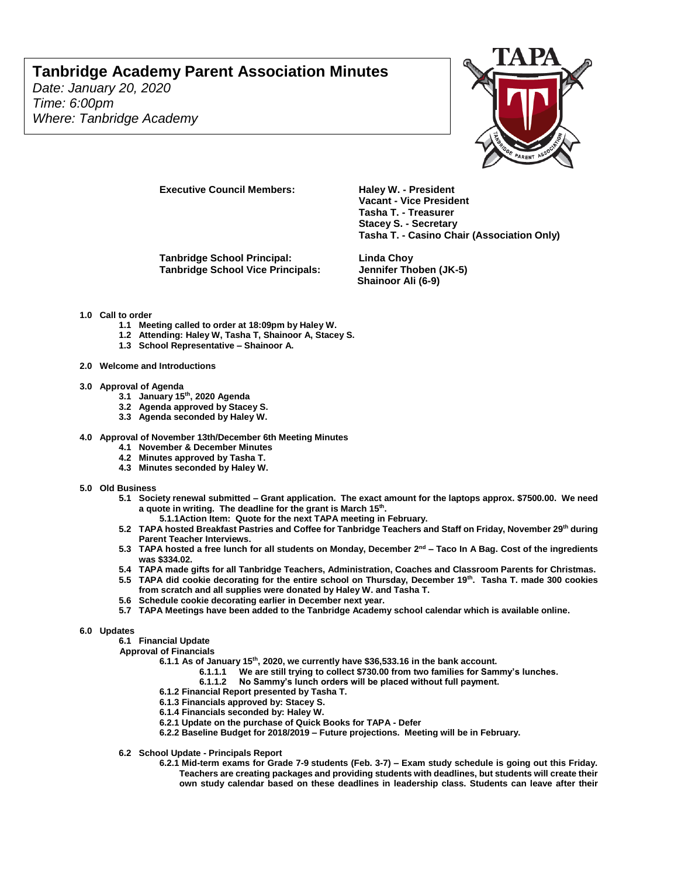# Tanbridge Academy Parent Association Minutes

*Date: January 20, 2020*
*Time: 6:00pm*
*Where: Tanbridge Academy*

**Executive Council Members:**
**Haley W. - President**
**Vacant - Vice President**
**Tasha T. - Treasurer**
**Stacey S. - Secretary**
**Tasha T. - Casino Chair (Association Only)**

**Tanbridge School Principal:** **Linda Choy**
**Tanbridge School Vice Principals:** **Jennifer Thoben (JK-5)**
**Shainoor Ali (6-9)**

**1.0 Call to order**
- **1.1 Meeting called to order at 18:09pm by Haley W.**
- **1.2 Attending: Haley W, Tasha T, Shainoor A, Stacey S.**
- **1.3 School Representative – Shainoor A.**

**2.0 Welcome and Introductions**

**3.0 Approval of Agenda**
- **3.1 January 15th, 2020 Agenda**
- **3.2 Agenda approved by Stacey S.**
- **3.3 Agenda seconded by Haley W.**

**4.0 Approval of November 13th/December 6th Meeting Minutes**
- **4.1 November & December Minutes**
- **4.2 Minutes approved by Tasha T.**
- **4.3 Minutes seconded by Haley W.**

**5.0 Old Business**
- **5.1 Society renewal submitted – Grant application. The exact amount for the laptops approx. $7500.00. We need a quote in writing. The deadline for the grant is March 15th.**
  - **5.1.1Action Item: Quote for the next TAPA meeting in February.**
- **5.2 TAPA hosted Breakfast Pastries and Coffee for Tanbridge Teachers and Staff on Friday, November 29th during Parent Teacher Interviews.**
- **5.3 TAPA hosted a free lunch for all students on Monday, December 2nd – Taco In A Bag. Cost of the ingredients was $334.02.**
- **5.4 TAPA made gifts for all Tanbridge Teachers, Administration, Coaches and Classroom Parents for Christmas.**
- **5.5 TAPA did cookie decorating for the entire school on Thursday, December 19th. Tasha T. made 300 cookies from scratch and all supplies were donated by Haley W. and Tasha T.**
- **5.6 Schedule cookie decorating earlier in December next year.**
- **5.7 TAPA Meetings have been added to the Tanbridge Academy school calendar which is available online.**

**6.0 Updates**
- **6.1 Financial Update**

**Approval of Financials**
- **6.1.1 As of January 15th, 2020, we currently have $36,533.16 in the bank account.**
  - **6.1.1.1 We are still trying to collect $730.00 from two families for Sammy's lunches.**
  - **6.1.1.2 No Sammy's lunch orders will be placed without full payment.**
- **6.1.2 Financial Report presented by Tasha T.**
- **6.1.3 Financials approved by: Stacey S.**
- **6.1.4 Financials seconded by: Haley W.**
- **6.2.1 Update on the purchase of Quick Books for TAPA - Defer**
- **6.2.2 Baseline Budget for 2018/2019 – Future projections. Meeting will be in February.**

- **6.2 School Update - Principals Report**
  - **6.2.1 Mid-term exams for Grade 7-9 students (Feb. 3-7) – Exam study schedule is going out this Friday. Teachers are creating packages and providing students with deadlines, but students will create their own study calendar based on these deadlines in leadership class. Students can leave after their**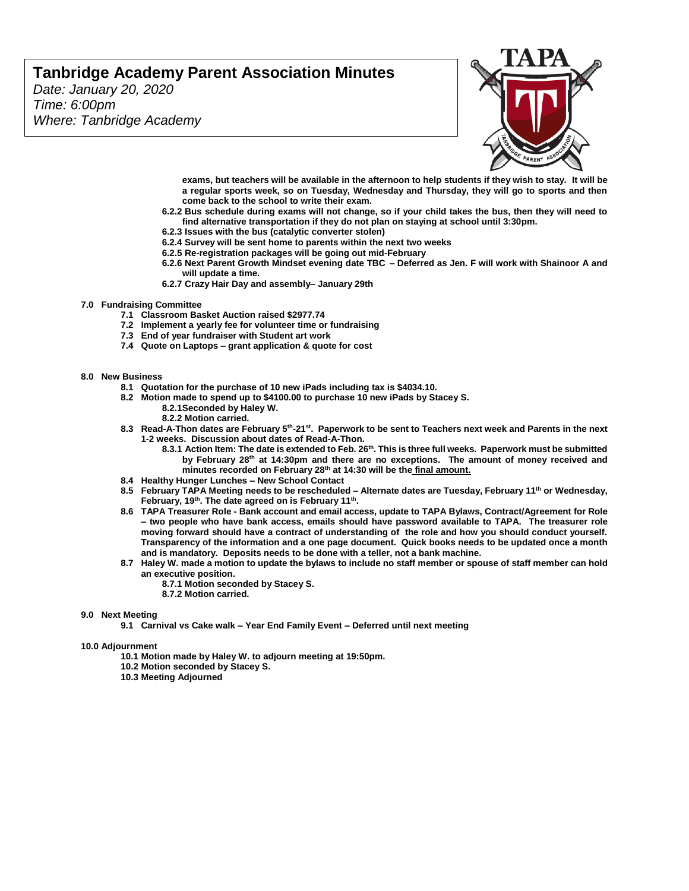# Tanbridge Academy Parent Association Minutes

*Date: January 20, 2020*
*Time: 6:00pm*
*Where: Tanbridge Academy*

**exams, but teachers will be available in the afternoon to help students if they wish to stay. It will be a regular sports week, so on Tuesday, Wednesday and Thursday, they will go to sports and then come back to the school to write their exam.**

**6.2.2 Bus schedule during exams will not change, so if your child takes the bus, then they will need to find alternative transportation if they do not plan on staying at school until 3:30pm.**

**6.2.3 Issues with the bus (catalytic converter stolen)**

**6.2.4 Survey will be sent home to parents within the next two weeks**

**6.2.5 Re-registration packages will be going out mid-February**

**6.2.6 Next Parent Growth Mindset evening date TBC – Deferred as Jen. F will work with Shainoor A and will update a time.**

**6.2.7 Crazy Hair Day and assembly– January 29th**

**7.0 Fundraising Committee**

**7.1 Classroom Basket Auction raised $2977.74**

**7.2 Implement a yearly fee for volunteer time or fundraising**

**7.3 End of year fundraiser with Student art work**

**7.4 Quote on Laptops – grant application & quote for cost**

**8.0 New Business**

**8.1 Quotation for the purchase of 10 new iPads including tax is $4034.10.**

**8.2 Motion made to spend up to $4100.00 to purchase 10 new iPads by Stacey S.**

**8.2.1Seconded by Haley W.**

**8.2.2 Motion carried.**

**8.3 Read-A-Thon dates are February 5th-21st. Paperwork to be sent to Teachers next week and Parents in the next 1-2 weeks. Discussion about dates of Read-A-Thon.**

**8.3.1 Action Item: The date is extended to Feb. 26th. This is three full weeks. Paperwork must be submitted by February 28th at 14:30pm and there are no exceptions. The amount of money received and minutes recorded on February 28th at 14:30 will be the <u>final amount.</u>**

**8.4 Healthy Hunger Lunches – New School Contact**

**8.5 February TAPA Meeting needs to be rescheduled – Alternate dates are Tuesday, February 11th or Wednesday, February, 19th. The date agreed on is February 11th.**

**8.6 TAPA Treasurer Role - Bank account and email access, update to TAPA Bylaws, Contract/Agreement for Role – two people who have bank access, emails should have password available to TAPA. The treasurer role moving forward should have a contract of understanding of the role and how you should conduct yourself. Transparency of the information and a one page document. Quick books needs to be updated once a month and is mandatory. Deposits needs to be done with a teller, not a bank machine.**

**8.7 Haley W. made a motion to update the bylaws to include no staff member or spouse of staff member can hold an executive position.**

**8.7.1 Motion seconded by Stacey S.**

**8.7.2 Motion carried.**

**9.0 Next Meeting**

**9.1 Carnival vs Cake walk – Year End Family Event – Deferred until next meeting**

**10.0 Adjournment**

**10.1 Motion made by Haley W. to adjourn meeting at 19:50pm.**

**10.2 Motion seconded by Stacey S.**

**10.3 Meeting Adjourned**